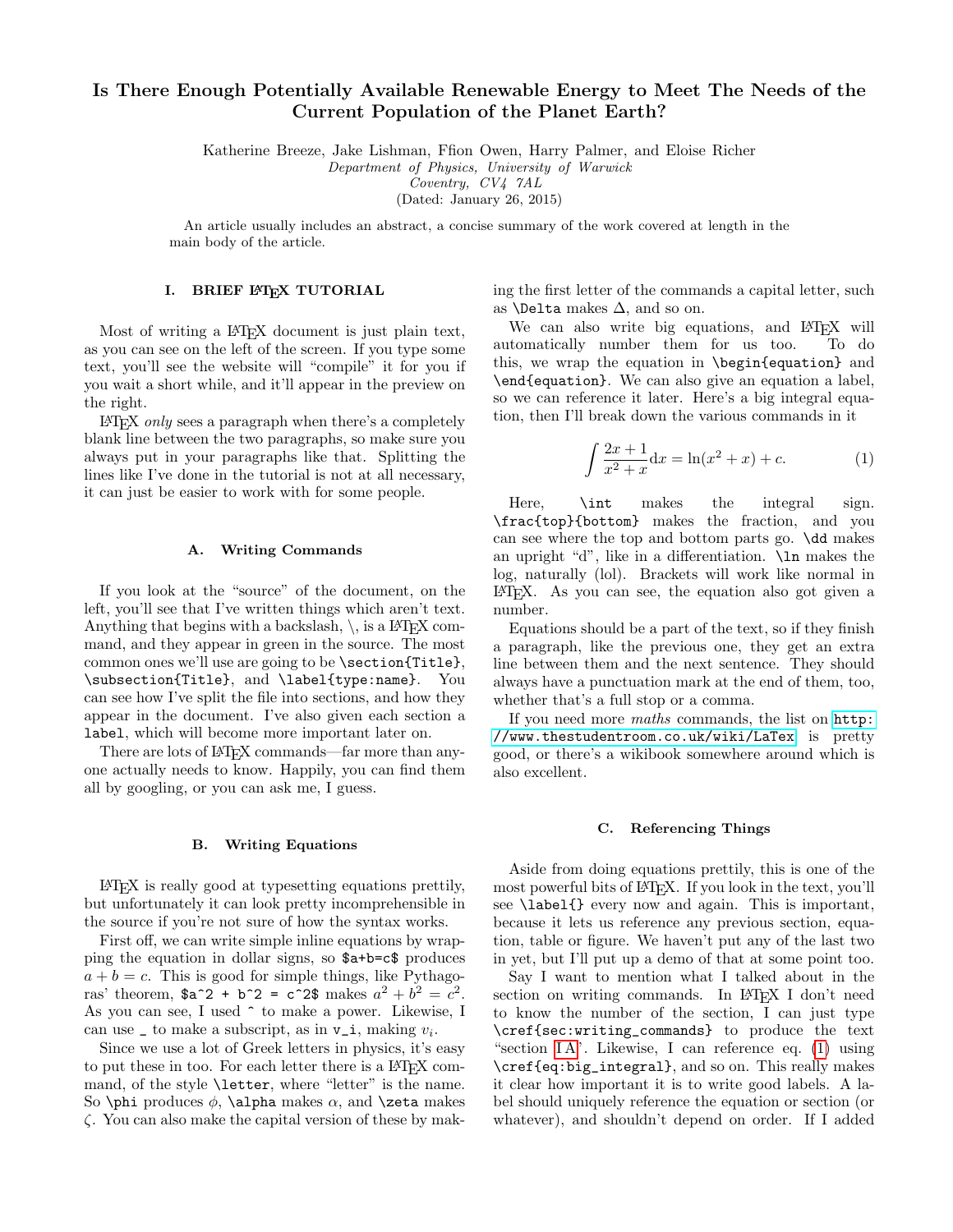# Is There Enough Potentially Available Renewable Energy to Meet The Needs of the Current Population of the Planet Earth?

Katherine Breeze, Jake Lishman, Ffion Owen, Harry Palmer, and Eloise Richer
*Department of Physics, University of Warwick*
*Coventry, CV4 7AL*
(Dated: January 26, 2015)

An article usually includes an abstract, a concise summary of the work covered at length in the main body of the article.

## I. BRIEF LaTeX TUTORIAL

Most of writing a LaTeX document is just plain text, as you can see on the left of the screen. If you type some text, you'll see the website will "compile" it for you if you wait a short while, and it'll appear in the preview on the right.

LaTeX *only* sees a paragraph when there's a completely blank line between the two paragraphs, so make sure you always put in your paragraphs like that. Splitting the lines like I've done in the tutorial is not at all necessary, it can just be easier to work with for some people.

### A. Writing Commands

If you look at the "source" of the document, on the left, you'll see that I've written things which aren't text. Anything that begins with a backslash, \, is a LaTeX command, and they appear in green in the source. The most common ones we'll use are going to be `\section{Title}`, `\subsection{Title}`, and `\label{type:name}`. You can see how I've split the file into sections, and how they appear in the document. I've also given each section a `label`, which will become more important later on.

There are lots of LaTeX commands—far more than anyone actually needs to know. Happily, you can find them all by googling, or you can ask me, I guess.

### B. Writing Equations

LaTeX is really good at typesetting equations prettily, but unfortunately it can look pretty incomprehensible in the source if you're not sure of how the syntax works.

First off, we can write simple inline equations by wrapping the equation in dollar signs, so `$a+b=c$` produces $a + b = c$. This is good for simple things, like Pythagoras' theorem, `$a^2 + b^2 = c^2$` makes $a^2 + b^2 = c^2$. As you can see, I used `^` to make a power. Likewise, I can use `_` to make a subscript, as in `v_i`, making $v_i$.

Since we use a lot of Greek letters in physics, it's easy to put these in too. For each letter there is a LaTeX command, of the style `\letter`, where "letter" is the name. So `\phi` produces $\phi$, `\alpha` makes $\alpha$, and `\zeta` makes $\zeta$. You can also make the capital version of these by making the first letter of the commands a capital letter, such as `\Delta` makes $\Delta$, and so on.

We can also write big equations, and LaTeX will automatically number them for us too. To do this, we wrap the equation in `\begin{equation}` and `\end{equation}`. We can also give an equation a label, so we can reference it later. Here's a big integral equation, then I'll break down the various commands in it

$$\int \frac{2x + 1}{x^2 + x} \mathrm{d}x = \ln(x^2 + x) + c. \tag{1}$$

Here, `\int` makes the integral sign. `\frac{top}{bottom}` makes the fraction, and you can see where the top and bottom parts go. `\dd` makes an upright "d", like in a differentiation. `\ln` makes the log, naturally (lol). Brackets will work like normal in LaTeX. As you can see, the equation also got given a number.

Equations should be a part of the text, so if they finish a paragraph, like the previous one, they get an extra line between them and the next sentence. They should always have a punctuation mark at the end of them, too, whether that's a full stop or a comma.

If you need more *maths* commands, the list on http://www.thestudentroom.co.uk/wiki/LaTex is pretty good, or there's a wikibook somewhere around which is also excellent.

### C. Referencing Things

Aside from doing equations prettily, this is one of the most powerful bits of LaTeX. If you look in the text, you'll see `\label{}` every now and again. This is important, because it lets us reference any previous section, equation, table or figure. We haven't put any of the last two in yet, but I'll put up a demo of that at some point too.

Say I want to mention what I talked about in the section on writing commands. In LaTeX I don't need to know the number of the section, I can just type `\cref{sec:writing_commands}` to produce the text "section I A". Likewise, I can reference eq. (1) using `\cref{eq:big_integral}`, and so on. This really makes it clear how important it is to write good labels. A label should uniquely reference the equation or section (or whatever), and shouldn't depend on order. If I added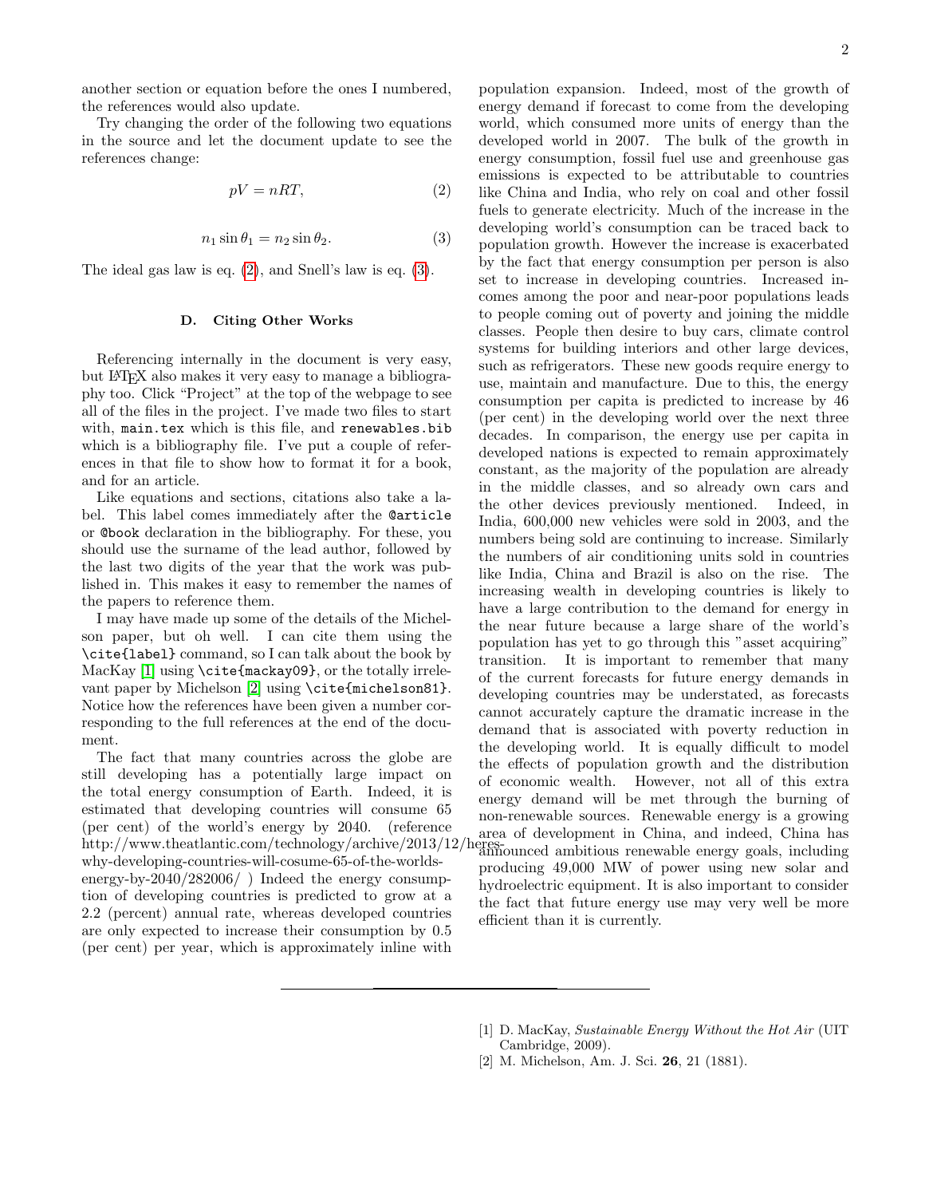another section or equation before the ones I numbered, the references would also update.

Try changing the order of the following two equations in the source and let the document update to see the references change:

$$pV = nRT, \tag{2}$$

$$n_1 \sin\theta_1 = n_2 \sin\theta_2. \tag{3}$$

The ideal gas law is eq. (2), and Snell's law is eq. (3).

### D. Citing Other Works

Referencing internally in the document is very easy, but LaTeX also makes it very easy to manage a bibliography too. Click "Project" at the top of the webpage to see all of the files in the project. I've made two files to start with, `main.tex` which is this file, and `renewables.bib` which is a bibliography file. I've put a couple of references in that file to show how to format it for a book, and for an article.

Like equations and sections, citations also take a label. This label comes immediately after the `@article` or `@book` declaration in the bibliography. For these, you should use the surname of the lead author, followed by the last two digits of the year that the work was published in. This makes it easy to remember the names of the papers to reference them.

I may have made up some of the details of the Michelson paper, but oh well. I can cite them using the `\cite{label}` command, so I can talk about the book by MacKay [1] using `\cite{mackay09}`, or the totally irrelevant paper by Michelson [2] using `\cite{michelson81}`. Notice how the references have been given a number corresponding to the full references at the end of the document.

The fact that many countries across the globe are still developing has a potentially large impact on the total energy consumption of Earth. Indeed, it is estimated that developing countries will consume 65 (per cent) of the world's energy by 2040. (reference http://www.theatlantic.com/technology/archive/2013/12/heres-why-developing-countries-will-cosume-65-of-the-worlds-energy-by-2040/282006/ ) Indeed the energy consumption of developing countries is predicted to grow at a 2.2 (percent) annual rate, whereas developed countries are only expected to increase their consumption by 0.5 (per cent) per year, which is approximately inline with population expansion. Indeed, most of the growth of energy demand if forecast to come from the developing world, which consumed more units of energy than the developed world in 2007. The bulk of the growth in energy consumption, fossil fuel use and greenhouse gas emissions is expected to be attributable to countries like China and India, who rely on coal and other fossil fuels to generate electricity. Much of the increase in the developing world's consumption can be traced back to population growth. However the increase is exacerbated by the fact that energy consumption per person is also set to increase in developing countries. Increased incomes among the poor and near-poor populations leads to people coming out of poverty and joining the middle classes. People then desire to buy cars, climate control systems for building interiors and other large devices, such as refrigerators. These new goods require energy to use, maintain and manufacture. Due to this, the energy consumption per capita is predicted to increase by 46 (per cent) in the developing world over the next three decades. In comparison, the energy use per capita in developed nations is expected to remain approximately constant, as the majority of the population are already in the middle classes, and so already own cars and the other devices previously mentioned. Indeed, in India, 600,000 new vehicles were sold in 2003, and the numbers being sold are continuing to increase. Similarly the numbers of air conditioning units sold in countries like India, China and Brazil is also on the rise. The increasing wealth in developing countries is likely to have a large contribution to the demand for energy in the near future because a large share of the world's population has yet to go through this "asset acquiring" transition. It is important to remember that many of the current forecasts for future energy demands in developing countries may be understated, as forecasts cannot accurately capture the dramatic increase in the demand that is associated with poverty reduction in the developing world. It is equally difficult to model the effects of population growth and the distribution of economic wealth. However, not all of this extra energy demand will be met through the burning of non-renewable sources. Renewable energy is a growing area of development in China, and indeed, China has announced ambitious renewable energy goals, including producing 49,000 MW of power using new solar and hydroelectric equipment. It is also important to consider the fact that future energy use may very well be more efficient than it is currently.

---

[1] D. MacKay, *Sustainable Energy Without the Hot Air* (UIT Cambridge, 2009).

[2] M. Michelson, Am. J. Sci. **26**, 21 (1881).